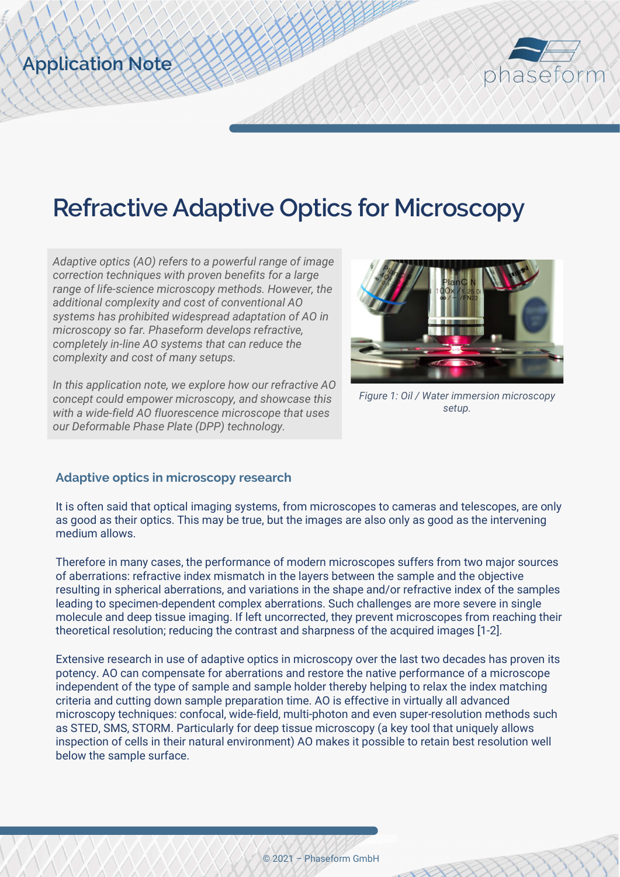Application Note

# Refractive Adaptive Optics for Microscopy

*Adaptive optics (AO) refers to a powerful range of image correction techniques with proven benefits for a large range of life-science microscopy methods. However, the additional complexity and cost of conventional AO systems has prohibited widespread adaptation of AO in microscopy so far. Phaseform develops refractive, completely in-line AO systems that can reduce the complexity and cost of many setups.*

*In this application note, we explore how our refractive AO concept could empower microscopy, and showcase this with a wide-field AO fluorescence microscope that uses our Deformable Phase Plate (DPP) technology.*

*Figure 1: Oil / Water immersion microscopy setup.*

## Adaptive optics in microscopy research

It is often said that optical imaging systems, from microscopes to cameras and telescopes, are only as good as their optics. This may be true, but the images are also only as good as the intervening medium allows.

Therefore in many cases, the performance of modern microscopes suffers from two major sources of aberrations: refractive index mismatch in the layers between the sample and the objective resulting in spherical aberrations, and variations in the shape and/or refractive index of the samples leading to specimen-dependent complex aberrations. Such challenges are more severe in single molecule and deep tissue imaging. If left uncorrected, they prevent microscopes from reaching their theoretical resolution; reducing the contrast and sharpness of the acquired images [1-2].

Extensive research in use of adaptive optics in microscopy over the last two decades has proven its potency. AO can compensate for aberrations and restore the native performance of a microscope independent of the type of sample and sample holder thereby helping to relax the index matching criteria and cutting down sample preparation time. AO is effective in virtually all advanced microscopy techniques: confocal, wide-field, multi-photon and even super-resolution methods such as STED, SMS, STORM. Particularly for deep tissue microscopy (a key tool that uniquely allows inspection of cells in their natural environment) AO makes it possible to retain best resolution well below the sample surface.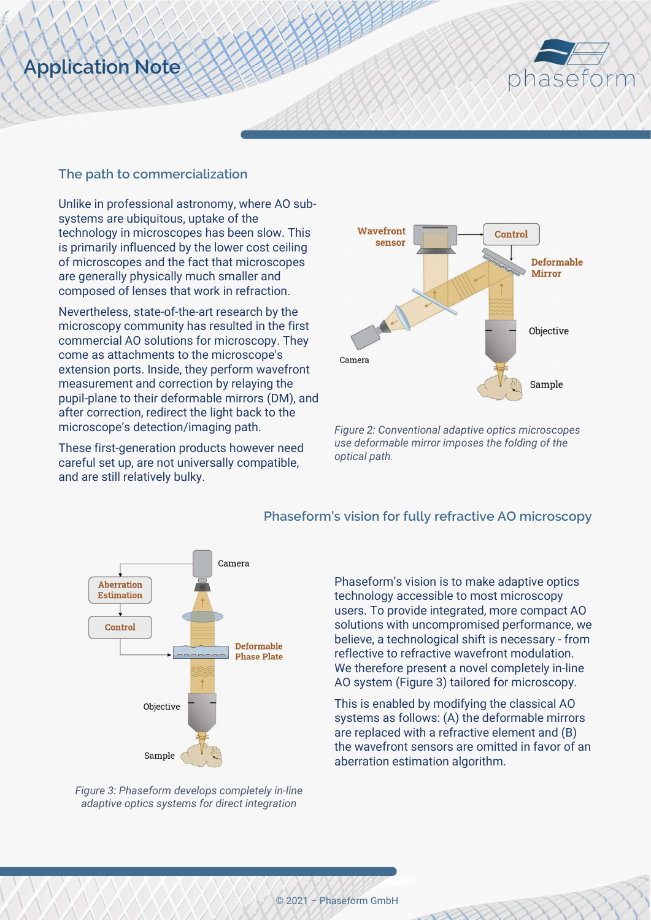## The path to commercialization

Unlike in professional astronomy, where AO sub-systems are ubiquitous, uptake of the technology in microscopes has been slow. This is primarily influenced by the lower cost ceiling of microscopes and the fact that microscopes are generally physically much smaller and composed of lenses that work in refraction.

Nevertheless, state-of-the-art research by the microscopy community has resulted in the first commercial AO solutions for microscopy. They come as attachments to the microscope's extension ports. Inside, they perform wavefront measurement and correction by relaying the pupil-plane to their deformable mirrors (DM), and after correction, redirect the light back to the microscope's detection/imaging path.

These first-generation products however need careful set up, are not universally compatible, and are still relatively bulky.

*Figure 2: Conventional adaptive optics microscopes use deformable mirror imposes the folding of the optical path.*

## Phaseform's vision for fully refractive AO microscopy

Phaseform's vision is to make adaptive optics technology accessible to most microscopy users. To provide integrated, more compact AO solutions with uncompromised performance, we believe, a technological shift is necessary - from reflective to refractive wavefront modulation. We therefore present a novel completely in-line AO system (Figure 3) tailored for microscopy.

This is enabled by modifying the classical AO systems as follows: (A) the deformable mirrors are replaced with a refractive element and (B) the wavefront sensors are omitted in favor of an aberration estimation algorithm.

*Figure 3: Phaseform develops completely in-line adaptive optics systems for direct integration*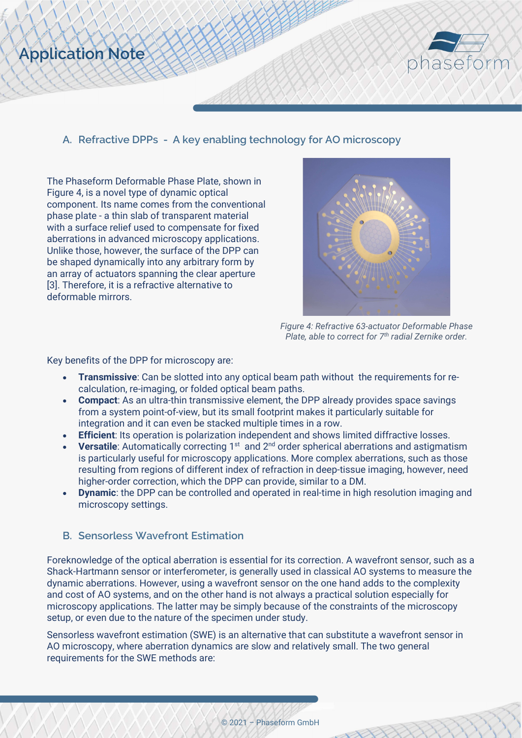## A. Refractive DPPs - A key enabling technology for AO microscopy

The Phaseform Deformable Phase Plate, shown in Figure 4, is a novel type of dynamic optical component. Its name comes from the conventional phase plate - a thin slab of transparent material with a surface relief used to compensate for fixed aberrations in advanced microscopy applications. Unlike those, however, the surface of the DPP can be shaped dynamically into any arbitrary form by an array of actuators spanning the clear aperture [3]. Therefore, it is a refractive alternative to deformable mirrors.

*Figure 4: Refractive 63-actuator Deformable Phase Plate, able to correct for 7th radial Zernike order.*

Key benefits of the DPP for microscopy are:

- **Transmissive**: Can be slotted into any optical beam path without the requirements for re-calculation, re-imaging, or folded optical beam paths.
- **Compact**: As an ultra-thin transmissive element, the DPP already provides space savings from a system point-of-view, but its small footprint makes it particularly suitable for integration and it can even be stacked multiple times in a row.
- **Efficient**: Its operation is polarization independent and shows limited diffractive losses.
- **Versatile**: Automatically correcting 1st and 2nd order spherical aberrations and astigmatism is particularly useful for microscopy applications. More complex aberrations, such as those resulting from regions of different index of refraction in deep-tissue imaging, however, need higher-order correction, which the DPP can provide, similar to a DM.
- **Dynamic**: the DPP can be controlled and operated in real-time in high resolution imaging and microscopy settings.

## B. Sensorless Wavefront Estimation

Foreknowledge of the optical aberration is essential for its correction. A wavefront sensor, such as a Shack-Hartmann sensor or interferometer, is generally used in classical AO systems to measure the dynamic aberrations. However, using a wavefront sensor on the one hand adds to the complexity and cost of AO systems, and on the other hand is not always a practical solution especially for microscopy applications. The latter may be simply because of the constraints of the microscopy setup, or even due to the nature of the specimen under study.

Sensorless wavefront estimation (SWE) is an alternative that can substitute a wavefront sensor in AO microscopy, where aberration dynamics are slow and relatively small. The two general requirements for the SWE methods are: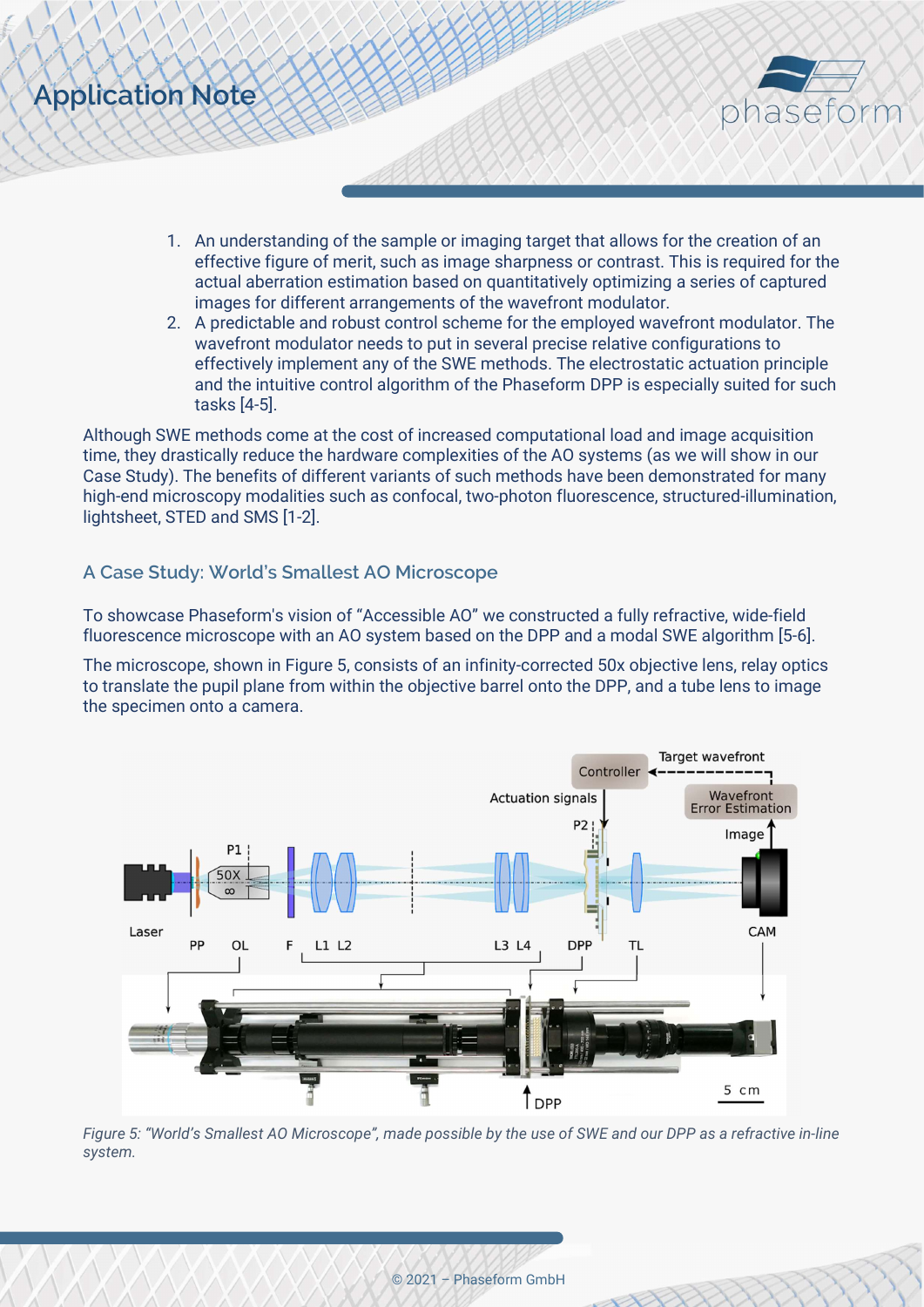1. An understanding of the sample or imaging target that allows for the creation of an effective figure of merit, such as image sharpness or contrast. This is required for the actual aberration estimation based on quantitatively optimizing a series of captured images for different arrangements of the wavefront modulator.
2. A predictable and robust control scheme for the employed wavefront modulator. The wavefront modulator needs to put in several precise relative configurations to effectively implement any of the SWE methods. The electrostatic actuation principle and the intuitive control algorithm of the Phaseform DPP is especially suited for such tasks [4-5].

Although SWE methods come at the cost of increased computational load and image acquisition time, they drastically reduce the hardware complexities of the AO systems (as we will show in our Case Study). The benefits of different variants of such methods have been demonstrated for many high-end microscopy modalities such as confocal, two-photon fluorescence, structured-illumination, lightsheet, STED and SMS [1-2].

## A Case Study: World's Smallest AO Microscope

To showcase Phaseform's vision of "Accessible AO" we constructed a fully refractive, wide-field fluorescence microscope with an AO system based on the DPP and a modal SWE algorithm [5-6].

The microscope, shown in Figure 5, consists of an infinity-corrected 50x objective lens, relay optics to translate the pupil plane from within the objective barrel onto the DPP, and a tube lens to image the specimen onto a camera.

*Figure 5: "World's Smallest AO Microscope", made possible by the use of SWE and our DPP as a refractive in-line system.*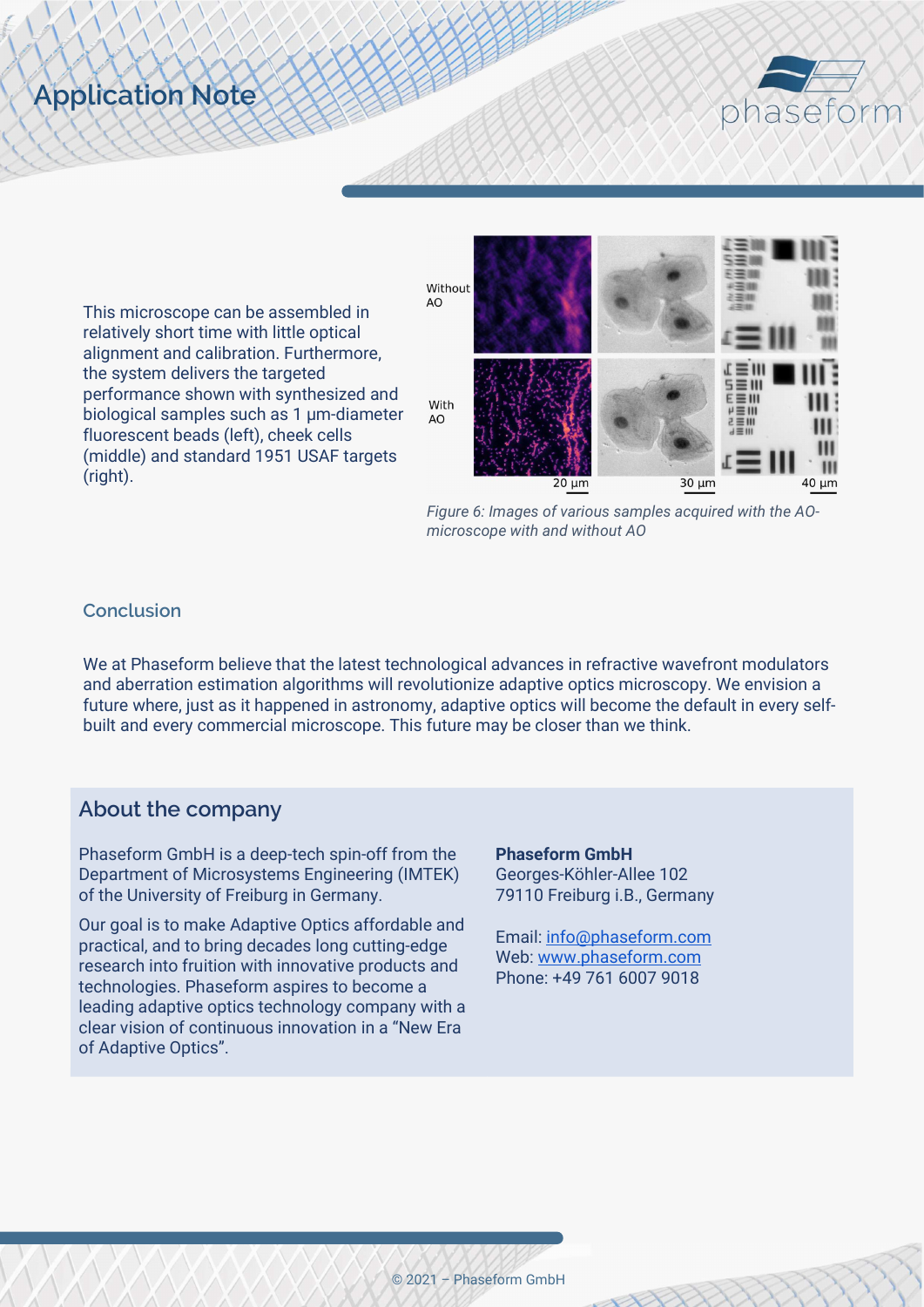This microscope can be assembled in relatively short time with little optical alignment and calibration. Furthermore, the system delivers the targeted performance shown with synthesized and biological samples such as 1 µm-diameter fluorescent beads (left), cheek cells (middle) and standard 1951 USAF targets (right).

*Figure 6: Images of various samples acquired with the AO-microscope with and without AO*

## Conclusion

We at Phaseform believe that the latest technological advances in refractive wavefront modulators and aberration estimation algorithms will revolutionize adaptive optics microscopy. We envision a future where, just as it happened in astronomy, adaptive optics will become the default in every self-built and every commercial microscope. This future may be closer than we think.

## About the company

Phaseform GmbH is a deep-tech spin-off from the Department of Microsystems Engineering (IMTEK) of the University of Freiburg in Germany.

Our goal is to make Adaptive Optics affordable and practical, and to bring decades long cutting-edge research into fruition with innovative products and technologies. Phaseform aspires to become a leading adaptive optics technology company with a clear vision of continuous innovation in a "New Era of Adaptive Optics".

**Phaseform GmbH**
Georges-Köhler-Allee 102
79110 Freiburg i.B., Germany

Email: info@phaseform.com
Web: www.phaseform.com
Phone: +49 761 6007 9018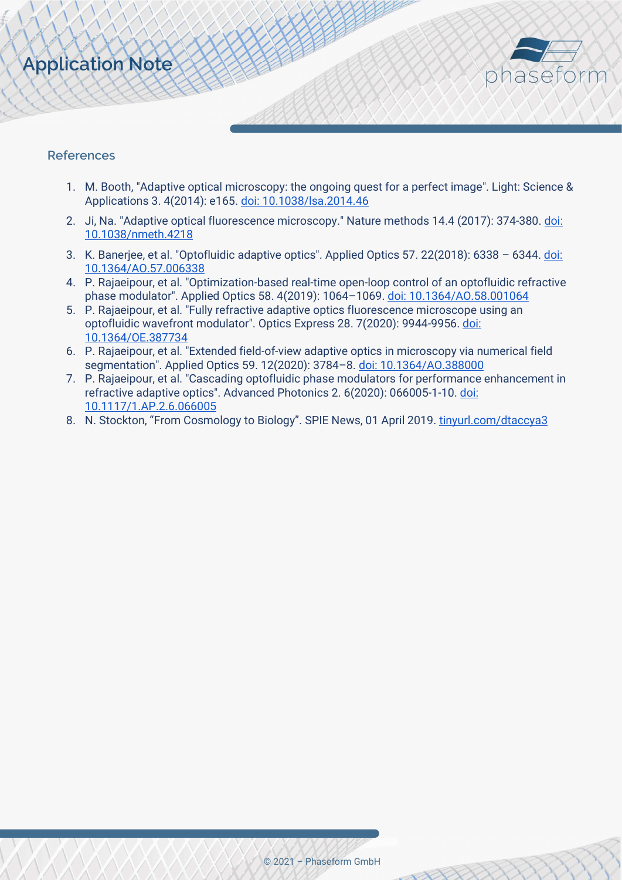## References

1. M. Booth, "Adaptive optical microscopy: the ongoing quest for a perfect image". Light: Science & Applications 3. 4(2014): e165. doi: 10.1038/lsa.2014.46
2. Ji, Na. "Adaptive optical fluorescence microscopy." Nature methods 14.4 (2017): 374-380. doi: 10.1038/nmeth.4218
3. K. Banerjee, et al. "Optofluidic adaptive optics". Applied Optics 57. 22(2018): 6338 – 6344. doi: 10.1364/AO.57.006338
4. P. Rajaeipour, et al. "Optimization-based real-time open-loop control of an optofluidic refractive phase modulator". Applied Optics 58. 4(2019): 1064–1069. doi: 10.1364/AO.58.001064
5. P. Rajaeipour, et al. "Fully refractive adaptive optics fluorescence microscope using an optofluidic wavefront modulator". Optics Express 28. 7(2020): 9944-9956. doi: 10.1364/OE.387734
6. P. Rajaeipour, et al. "Extended field-of-view adaptive optics in microscopy via numerical field segmentation". Applied Optics 59. 12(2020): 3784–8. doi: 10.1364/AO.388000
7. P. Rajaeipour, et al. "Cascading optofluidic phase modulators for performance enhancement in refractive adaptive optics". Advanced Photonics 2. 6(2020): 066005-1-10. doi: 10.1117/1.AP.2.6.066005
8. N. Stockton, "From Cosmology to Biology". SPIE News, 01 April 2019. tinyurl.com/dtaccya3